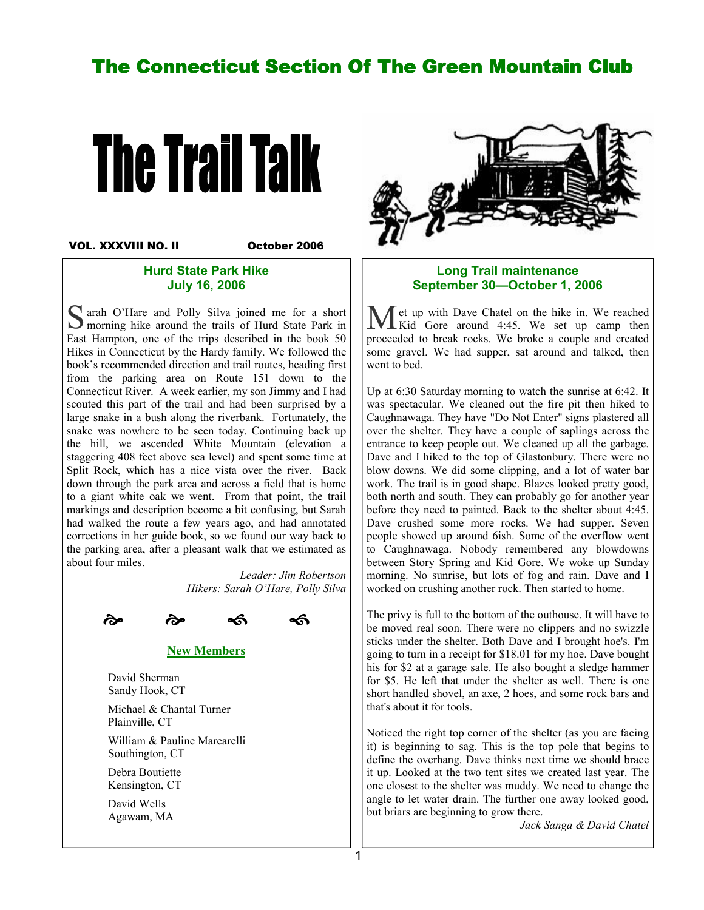# The Connecticut Section Of The Green Mountain Club

# The Trail Talk

**VOL. XXXVIII NO. II** **October 2006**

## Hurd State Park Hike
### July 16, 2006

Sarah O'Hare and Polly Silva joined me for a short morning hike around the trails of Hurd State Park in East Hampton, one of the trips described in the book 50 Hikes in Connecticut by the Hardy family. We followed the book's recommended direction and trail routes, heading first from the parking area on Route 151 down to the Connecticut River. A week earlier, my son Jimmy and I had scouted this part of the trail and had been surprised by a large snake in a bush along the riverbank. Fortunately, the snake was nowhere to be seen today. Continuing back up the hill, we ascended White Mountain (elevation a staggering 408 feet above sea level) and spent some time at Split Rock, which has a nice vista over the river. Back down through the park area and across a field that is home to a giant white oak we went. From that point, the trail markings and description become a bit confusing, but Sarah had walked the route a few years ago, and had annotated corrections in her guide book, so we found our way back to the parking area, after a pleasant walk that we estimated as about four miles.

*Leader: Jim Robertson*
*Hikers: Sarah O'Hare, Polly Silva*

## New Members

David Sherman
Sandy Hook, CT

Michael & Chantal Turner
Plainville, CT

William & Pauline Marcarelli
Southington, CT

Debra Boutiette
Kensington, CT

David Wells
Agawam, MA

## Long Trail maintenance
### September 30—October 1, 2006

Met up with Dave Chatel on the hike in. We reached Kid Gore around 4:45. We set up camp then proceeded to break rocks. We broke a couple and created some gravel. We had supper, sat around and talked, then went to bed.

Up at 6:30 Saturday morning to watch the sunrise at 6:42. It was spectacular. We cleaned out the fire pit then hiked to Caughnawaga. They have "Do Not Enter" signs plastered all over the shelter. They have a couple of saplings across the entrance to keep people out. We cleaned up all the garbage. Dave and I hiked to the top of Glastonbury. There were no blow downs. We did some clipping, and a lot of water bar work. The trail is in good shape. Blazes looked pretty good, both north and south. They can probably go for another year before they need to painted. Back to the shelter about 4:45. Dave crushed some more rocks. We had supper. Seven people showed up around 6ish. Some of the overflow went to Caughnawaga. Nobody remembered any blowdowns between Story Spring and Kid Gore. We woke up Sunday morning. No sunrise, but lots of fog and rain. Dave and I worked on crushing another rock. Then started to home.

The privy is full to the bottom of the outhouse. It will have to be moved real soon. There were no clippers and no swizzle sticks under the shelter. Both Dave and I brought hoe's. I'm going to turn in a receipt for $18.01 for my hoe. Dave bought his for $2 at a garage sale. He also bought a sledge hammer for $5. He left that under the shelter as well. There is one short handled shovel, an axe, 2 hoes, and some rock bars and that's about it for tools.

Noticed the right top corner of the shelter (as you are facing it) is beginning to sag. This is the top pole that begins to define the overhang. Dave thinks next time we should brace it up. Looked at the two tent sites we created last year. The one closest to the shelter was muddy. We need to change the angle to let water drain. The further one away looked good, but briars are beginning to grow there.

*Jack Sanga & David Chatel*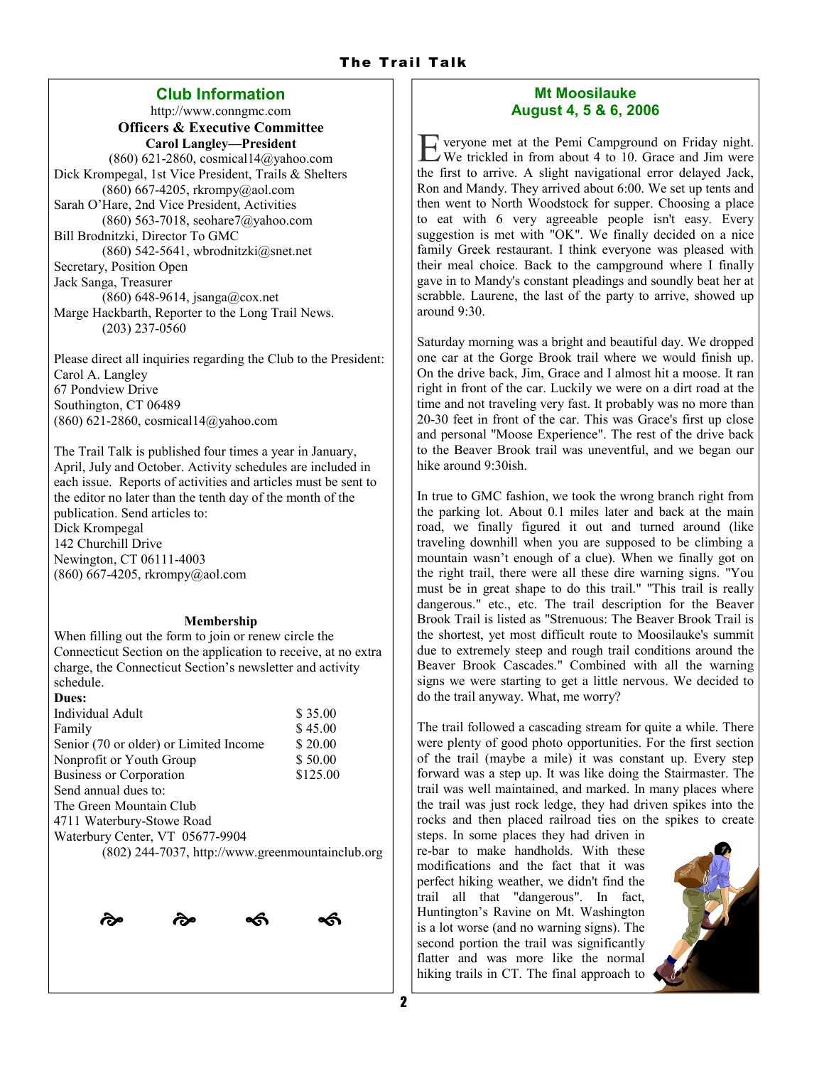## Club Information

http://www.conngmc.com

**Officers & Executive Committee**

**Carol Langley—President**
(860) 621-2860, cosmical14@yahoo.com

Dick Krompegal, 1st Vice President, Trails & Shelters
(860) 667-4205, rkrompy@aol.com

Sarah O'Hare, 2nd Vice President, Activities
(860) 563-7018, seohare7@yahoo.com

Bill Brodnitzki, Director To GMC
(860) 542-5641, wbrodnitzki@snet.net

Secretary, Position Open

Jack Sanga, Treasurer
(860) 648-9614, jsanga@cox.net

Marge Hackbarth, Reporter to the Long Trail News.
(203) 237-0560

Please direct all inquiries regarding the Club to the President:
Carol A. Langley
67 Pondview Drive
Southington, CT 06489
(860) 621-2860, cosmical14@yahoo.com

The Trail Talk is published four times a year in January, April, July and October. Activity schedules are included in each issue. Reports of activities and articles must be sent to the editor no later than the tenth day of the month of the publication. Send articles to:
Dick Krompegal
142 Churchill Drive
Newington, CT 06111-4003
(860) 667-4205, rkrompy@aol.com

### Membership

When filling out the form to join or renew circle the Connecticut Section on the application to receive, at no extra charge, the Connecticut Section's newsletter and activity schedule.

**Dues:**

| | |
|---|---|
| Individual Adult | $ 35.00 |
| Family | $ 45.00 |
| Senior (70 or older) or Limited Income | $ 20.00 |
| Nonprofit or Youth Group | $ 50.00 |
| Business or Corporation | $125.00 |

Send annual dues to:
The Green Mountain Club
4711 Waterbury-Stowe Road
Waterbury Center, VT 05677-9904
(802) 244-7037, http://www.greenmountainclub.org

## Mt Moosilauke
## August 4, 5 & 6, 2006

Everyone met at the Pemi Campground on Friday night. We trickled in from about 4 to 10. Grace and Jim were the first to arrive. A slight navigational error delayed Jack, Ron and Mandy. They arrived about 6:00. We set up tents and then went to North Woodstock for supper. Choosing a place to eat with 6 very agreeable people isn't easy. Every suggestion is met with "OK". We finally decided on a nice family Greek restaurant. I think everyone was pleased with their meal choice. Back to the campground where I finally gave in to Mandy's constant pleadings and soundly beat her at scrabble. Laurene, the last of the party to arrive, showed up around 9:30.

Saturday morning was a bright and beautiful day. We dropped one car at the Gorge Brook trail where we would finish up. On the drive back, Jim, Grace and I almost hit a moose. It ran right in front of the car. Luckily we were on a dirt road at the time and not traveling very fast. It probably was no more than 20-30 feet in front of the car. This was Grace's first up close and personal "Moose Experience". The rest of the drive back to the Beaver Brook trail was uneventful, and we began our hike around 9:30ish.

In true to GMC fashion, we took the wrong branch right from the parking lot. About 0.1 miles later and back at the main road, we finally figured it out and turned around (like traveling downhill when you are supposed to be climbing a mountain wasn't enough of a clue). When we finally got on the right trail, there were all these dire warning signs. "You must be in great shape to do this trail." "This trail is really dangerous." etc., etc. The trail description for the Beaver Brook Trail is listed as "Strenuous: The Beaver Brook Trail is the shortest, yet most difficult route to Moosilauke's summit due to extremely steep and rough trail conditions around the Beaver Brook Cascades." Combined with all the warning signs we were starting to get a little nervous. We decided to do the trail anyway. What, me worry?

The trail followed a cascading stream for quite a while. There were plenty of good photo opportunities. For the first section of the trail (maybe a mile) it was constant up. Every step forward was a step up. It was like doing the Stairmaster. The trail was well maintained, and marked. In many places where the trail was just rock ledge, they had driven spikes into the rocks and then placed railroad ties on the spikes to create steps. In some places they had driven in re-bar to make handholds. With these modifications and the fact that it was perfect hiking weather, we didn't find the trail all that "dangerous". In fact, Huntington's Ravine on Mt. Washington is a lot worse (and no warning signs). The second portion the trail was significantly flatter and was more like the normal hiking trails in CT. The final approach to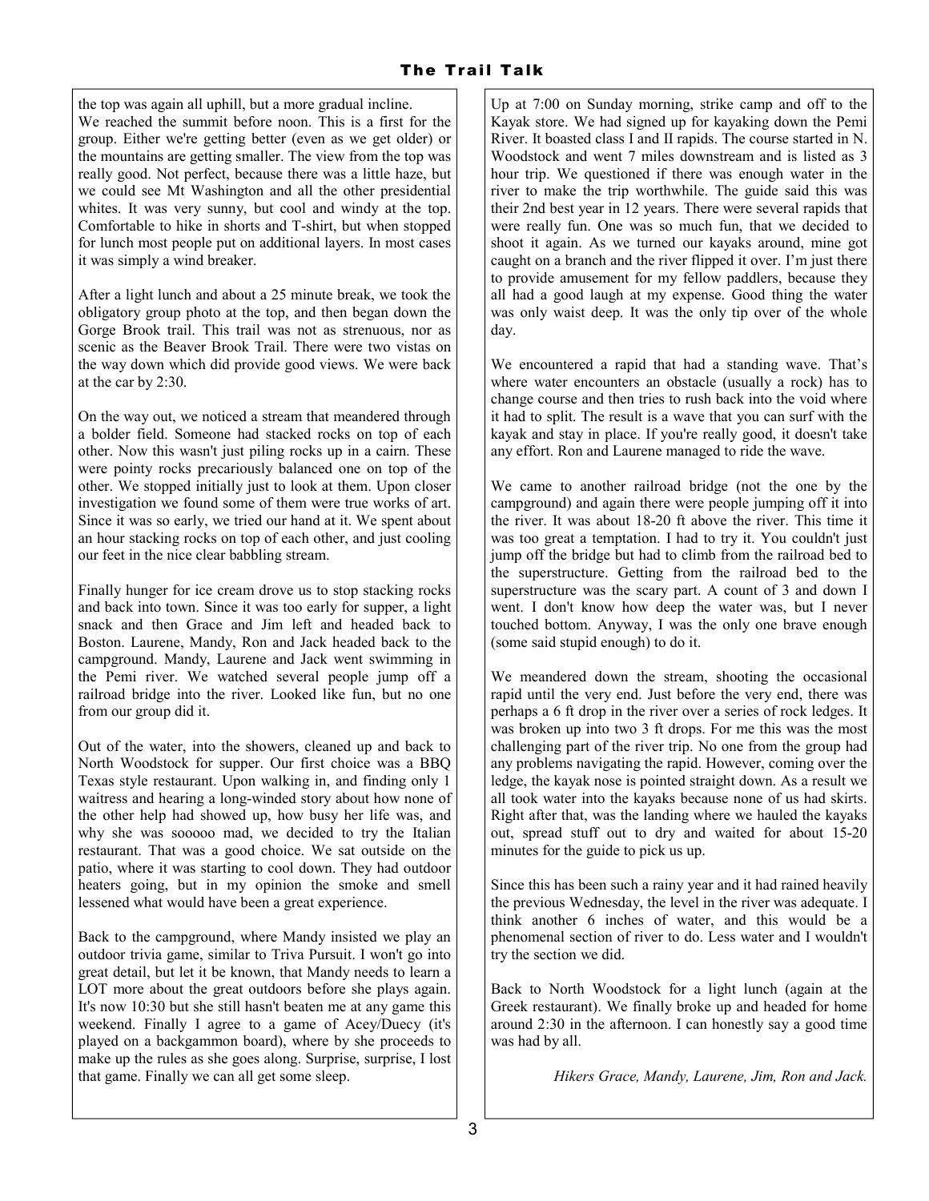the top was again all uphill, but a more gradual incline. We reached the summit before noon. This is a first for the group. Either we're getting better (even as we get older) or the mountains are getting smaller. The view from the top was really good. Not perfect, because there was a little haze, but we could see Mt Washington and all the other presidential whites. It was very sunny, but cool and windy at the top. Comfortable to hike in shorts and T-shirt, but when stopped for lunch most people put on additional layers. In most cases it was simply a wind breaker.

After a light lunch and about a 25 minute break, we took the obligatory group photo at the top, and then began down the Gorge Brook trail. This trail was not as strenuous, nor as scenic as the Beaver Brook Trail. There were two vistas on the way down which did provide good views. We were back at the car by 2:30.

On the way out, we noticed a stream that meandered through a bolder field. Someone had stacked rocks on top of each other. Now this wasn't just piling rocks up in a cairn. These were pointy rocks precariously balanced one on top of the other. We stopped initially just to look at them. Upon closer investigation we found some of them were true works of art. Since it was so early, we tried our hand at it. We spent about an hour stacking rocks on top of each other, and just cooling our feet in the nice clear babbling stream.

Finally hunger for ice cream drove us to stop stacking rocks and back into town. Since it was too early for supper, a light snack and then Grace and Jim left and headed back to Boston. Laurene, Mandy, Ron and Jack headed back to the campground. Mandy, Laurene and Jack went swimming in the Pemi river. We watched several people jump off a railroad bridge into the river. Looked like fun, but no one from our group did it.

Out of the water, into the showers, cleaned up and back to North Woodstock for supper. Our first choice was a BBQ Texas style restaurant. Upon walking in, and finding only 1 waitress and hearing a long-winded story about how none of the other help had showed up, how busy her life was, and why she was sooooo mad, we decided to try the Italian restaurant. That was a good choice. We sat outside on the patio, where it was starting to cool down. They had outdoor heaters going, but in my opinion the smoke and smell lessened what would have been a great experience.

Back to the campground, where Mandy insisted we play an outdoor trivia game, similar to Triva Pursuit. I won't go into great detail, but let it be known, that Mandy needs to learn a LOT more about the great outdoors before she plays again. It's now 10:30 but she still hasn't beaten me at any game this weekend. Finally I agree to a game of Acey/Duecy (it's played on a backgammon board), where by she proceeds to make up the rules as she goes along. Surprise, surprise, I lost that game. Finally we can all get some sleep.

Up at 7:00 on Sunday morning, strike camp and off to the Kayak store. We had signed up for kayaking down the Pemi River. It boasted class I and II rapids. The course started in N. Woodstock and went 7 miles downstream and is listed as 3 hour trip. We questioned if there was enough water in the river to make the trip worthwhile. The guide said this was their 2nd best year in 12 years. There were several rapids that were really fun. One was so much fun, that we decided to shoot it again. As we turned our kayaks around, mine got caught on a branch and the river flipped it over. I'm just there to provide amusement for my fellow paddlers, because they all had a good laugh at my expense. Good thing the water was only waist deep. It was the only tip over of the whole day.

We encountered a rapid that had a standing wave. That's where water encounters an obstacle (usually a rock) has to change course and then tries to rush back into the void where it had to split. The result is a wave that you can surf with the kayak and stay in place. If you're really good, it doesn't take any effort. Ron and Laurene managed to ride the wave.

We came to another railroad bridge (not the one by the campground) and again there were people jumping off it into the river. It was about 18-20 ft above the river. This time it was too great a temptation. I had to try it. You couldn't just jump off the bridge but had to climb from the railroad bed to the superstructure. Getting from the railroad bed to the superstructure was the scary part. A count of 3 and down I went. I don't know how deep the water was, but I never touched bottom. Anyway, I was the only one brave enough (some said stupid enough) to do it.

We meandered down the stream, shooting the occasional rapid until the very end. Just before the very end, there was perhaps a 6 ft drop in the river over a series of rock ledges. It was broken up into two 3 ft drops. For me this was the most challenging part of the river trip. No one from the group had any problems navigating the rapid. However, coming over the ledge, the kayak nose is pointed straight down. As a result we all took water into the kayaks because none of us had skirts. Right after that, was the landing where we hauled the kayaks out, spread stuff out to dry and waited for about 15-20 minutes for the guide to pick us up.

Since this has been such a rainy year and it had rained heavily the previous Wednesday, the level in the river was adequate. I think another 6 inches of water, and this would be a phenomenal section of river to do. Less water and I wouldn't try the section we did.

Back to North Woodstock for a light lunch (again at the Greek restaurant). We finally broke up and headed for home around 2:30 in the afternoon. I can honestly say a good time was had by all.

*Hikers Grace, Mandy, Laurene, Jim, Ron and Jack.*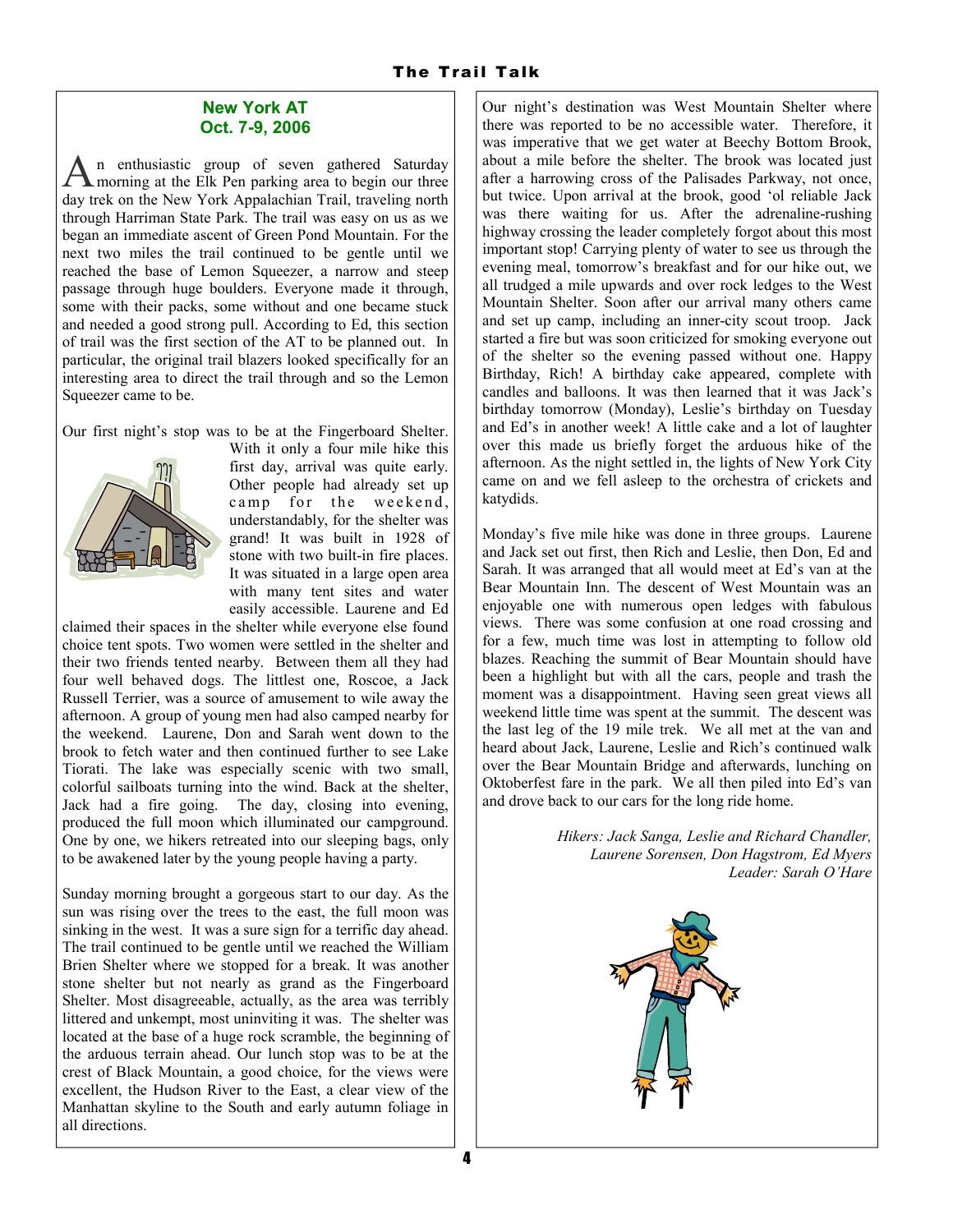## New York AT
## Oct. 7-9, 2006

An enthusiastic group of seven gathered Saturday morning at the Elk Pen parking area to begin our three day trek on the New York Appalachian Trail, traveling north through Harriman State Park. The trail was easy on us as we began an immediate ascent of Green Pond Mountain. For the next two miles the trail continued to be gentle until we reached the base of Lemon Squeezer, a narrow and steep passage through huge boulders. Everyone made it through, some with their packs, some without and one became stuck and needed a good strong pull. According to Ed, this section of trail was the first section of the AT to be planned out. In particular, the original trail blazers looked specifically for an interesting area to direct the trail through and so the Lemon Squeezer came to be.

Our first night's stop was to be at the Fingerboard Shelter. With it only a four mile hike this first day, arrival was quite early. Other people had already set up camp for the weekend, understandably, for the shelter was grand! It was built in 1928 of stone with two built-in fire places. It was situated in a large open area with many tent sites and water easily accessible. Laurene and Ed claimed their spaces in the shelter while everyone else found choice tent spots. Two women were settled in the shelter and their two friends tented nearby. Between them all they had four well behaved dogs. The littlest one, Roscoe, a Jack Russell Terrier, was a source of amusement to wile away the afternoon. A group of young men had also camped nearby for the weekend. Laurene, Don and Sarah went down to the brook to fetch water and then continued further to see Lake Tiorati. The lake was especially scenic with two small, colorful sailboats turning into the wind. Back at the shelter, Jack had a fire going. The day, closing into evening, produced the full moon which illuminated our campground. One by one, we hikers retreated into our sleeping bags, only to be awakened later by the young people having a party.

Sunday morning brought a gorgeous start to our day. As the sun was rising over the trees to the east, the full moon was sinking in the west. It was a sure sign for a terrific day ahead. The trail continued to be gentle until we reached the William Brien Shelter where we stopped for a break. It was another stone shelter but not nearly as grand as the Fingerboard Shelter. Most disagreeable, actually, as the area was terribly littered and unkempt, most uninviting it was. The shelter was located at the base of a huge rock scramble, the beginning of the arduous terrain ahead. Our lunch stop was to be at the crest of Black Mountain, a good choice, for the views were excellent, the Hudson River to the East, a clear view of the Manhattan skyline to the South and early autumn foliage in all directions.

Our night's destination was West Mountain Shelter where there was reported to be no accessible water. Therefore, it was imperative that we get water at Beechy Bottom Brook, about a mile before the shelter. The brook was located just after a harrowing cross of the Palisades Parkway, not once, but twice. Upon arrival at the brook, good 'ol reliable Jack was there waiting for us. After the adrenaline-rushing highway crossing the leader completely forgot about this most important stop! Carrying plenty of water to see us through the evening meal, tomorrow's breakfast and for our hike out, we all trudged a mile upwards and over rock ledges to the West Mountain Shelter. Soon after our arrival many others came and set up camp, including an inner-city scout troop. Jack started a fire but was soon criticized for smoking everyone out of the shelter so the evening passed without one. Happy Birthday, Rich! A birthday cake appeared, complete with candles and balloons. It was then learned that it was Jack's birthday tomorrow (Monday), Leslie's birthday on Tuesday and Ed's in another week! A little cake and a lot of laughter over this made us briefly forget the arduous hike of the afternoon. As the night settled in, the lights of New York City came on and we fell asleep to the orchestra of crickets and katydids.

Monday's five mile hike was done in three groups. Laurene and Jack set out first, then Rich and Leslie, then Don, Ed and Sarah. It was arranged that all would meet at Ed's van at the Bear Mountain Inn. The descent of West Mountain was an enjoyable one with numerous open ledges with fabulous views. There was some confusion at one road crossing and for a few, much time was lost in attempting to follow old blazes. Reaching the summit of Bear Mountain should have been a highlight but with all the cars, people and trash the moment was a disappointment. Having seen great views all weekend little time was spent at the summit. The descent was the last leg of the 19 mile trek. We all met at the van and heard about Jack, Laurene, Leslie and Rich's continued walk over the Bear Mountain Bridge and afterwards, lunching on Oktoberfest fare in the park. We all then piled into Ed's van and drove back to our cars for the long ride home.

*Hikers: Jack Sanga, Leslie and Richard Chandler, Laurene Sorensen, Don Hagstrom, Ed Myers*
*Leader: Sarah O'Hare*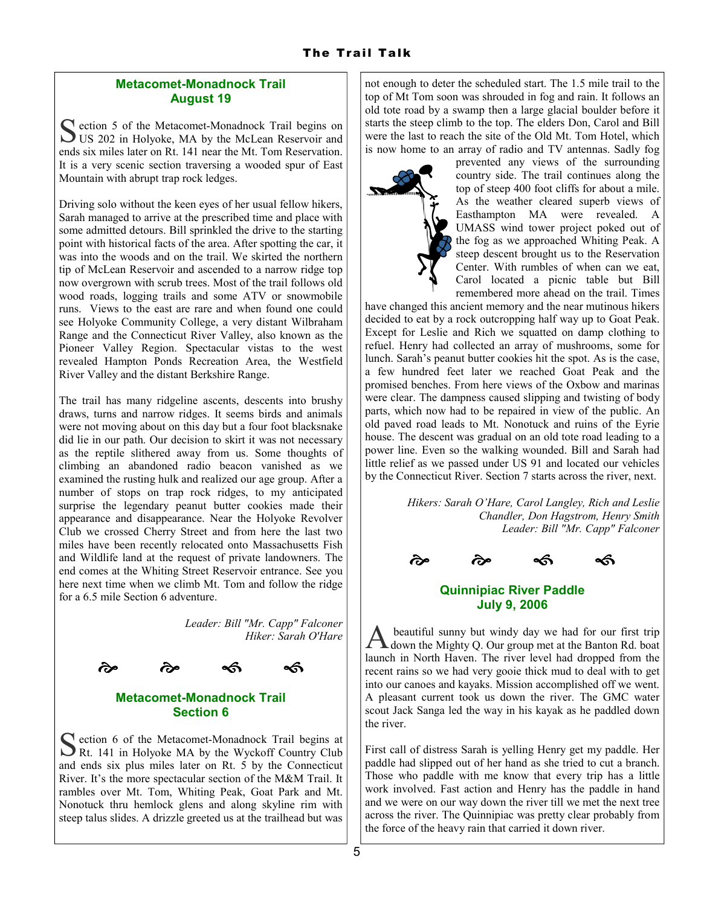## Metacomet-Monadnock Trail
## August 19

Section 5 of the Metacomet-Monadnock Trail begins on US 202 in Holyoke, MA by the McLean Reservoir and ends six miles later on Rt. 141 near the Mt. Tom Reservation. It is a very scenic section traversing a wooded spur of East Mountain with abrupt trap rock ledges.

Driving solo without the keen eyes of her usual fellow hikers, Sarah managed to arrive at the prescribed time and place with some admitted detours. Bill sprinkled the drive to the starting point with historical facts of the area. After spotting the car, it was into the woods and on the trail. We skirted the northern tip of McLean Reservoir and ascended to a narrow ridge top now overgrown with scrub trees. Most of the trail follows old wood roads, logging trails and some ATV or snowmobile runs. Views to the east are rare and when found one could see Holyoke Community College, a very distant Wilbraham Range and the Connecticut River Valley, also known as the Pioneer Valley Region. Spectacular vistas to the west revealed Hampton Ponds Recreation Area, the Westfield River Valley and the distant Berkshire Range.

The trail has many ridgeline ascents, descents into brushy draws, turns and narrow ridges. It seems birds and animals were not moving about on this day but a four foot blacksnake did lie in our path. Our decision to skirt it was not necessary as the reptile slithered away from us. Some thoughts of climbing an abandoned radio beacon vanished as we examined the rusting hulk and realized our age group. After a number of stops on trap rock ridges, to my anticipated surprise the legendary peanut butter cookies made their appearance and disappearance. Near the Holyoke Revolver Club we crossed Cherry Street and from here the last two miles have been recently relocated onto Massachusetts Fish and Wildlife land at the request of private landowners. The end comes at the Whiting Street Reservoir entrance. See you here next time when we climb Mt. Tom and follow the ridge for a 6.5 mile Section 6 adventure.

*Leader: Bill "Mr. Capp" Falconer*
*Hiker: Sarah O'Hare*

## Metacomet-Monadnock Trail
## Section 6

Section 6 of the Metacomet-Monadnock Trail begins at Rt. 141 in Holyoke MA by the Wyckoff Country Club and ends six plus miles later on Rt. 5 by the Connecticut River. It's the more spectacular section of the M&M Trail. It rambles over Mt. Tom, Whiting Peak, Goat Park and Mt. Nonotuck thru hemlock glens and along skyline rim with steep talus slides. A drizzle greeted us at the trailhead but was not enough to deter the scheduled start. The 1.5 mile trail to the top of Mt Tom soon was shrouded in fog and rain. It follows an old tote road by a swamp then a large glacial boulder before it starts the steep climb to the top. The elders Don, Carol and Bill were the last to reach the site of the Old Mt. Tom Hotel, which is now home to an array of radio and TV antennas. Sadly fog prevented any views of the surrounding country side. The trail continues along the top of steep 400 foot cliffs for about a mile. As the weather cleared superb views of Easthampton MA were revealed. A UMASS wind tower project poked out of the fog as we approached Whiting Peak. A steep descent brought us to the Reservation Center. With rumbles of when can we eat, Carol located a picnic table but Bill remembered more ahead on the trail. Times have changed this ancient memory and the near mutinous hikers decided to eat by a rock outcropping half way up to Goat Peak. Except for Leslie and Rich we squatted on damp clothing to refuel. Henry had collected an array of mushrooms, some for lunch. Sarah's peanut butter cookies hit the spot. As is the case, a few hundred feet later we reached Goat Peak and the promised benches. From here views of the Oxbow and marinas were clear. The dampness caused slipping and twisting of body parts, which now had to be repaired in view of the public. An old paved road leads to Mt. Nonotuck and ruins of the Eyrie house. The descent was gradual on an old tote road leading to a power line. Even so the walking wounded. Bill and Sarah had little relief as we passed under US 91 and located our vehicles by the Connecticut River. Section 7 starts across the river, next.

*Hikers: Sarah O'Hare, Carol Langley, Rich and Leslie Chandler, Don Hagstrom, Henry Smith*
*Leader: Bill "Mr. Capp" Falconer*

## Quinnipiac River Paddle
## July 9, 2006

A beautiful sunny but windy day we had for our first trip down the Mighty Q. Our group met at the Banton Rd. boat launch in North Haven. The river level had dropped from the recent rains so we had very gooie thick mud to deal with to get into our canoes and kayaks. Mission accomplished off we went. A pleasant current took us down the river. The GMC water scout Jack Sanga led the way in his kayak as he paddled down the river.

First call of distress Sarah is yelling Henry get my paddle. Her paddle had slipped out of her hand as she tried to cut a branch. Those who paddle with me know that every trip has a little work involved. Fast action and Henry has the paddle in hand and we were on our way down the river till we met the next tree across the river. The Quinnipiac was pretty clear probably from the force of the heavy rain that carried it down river.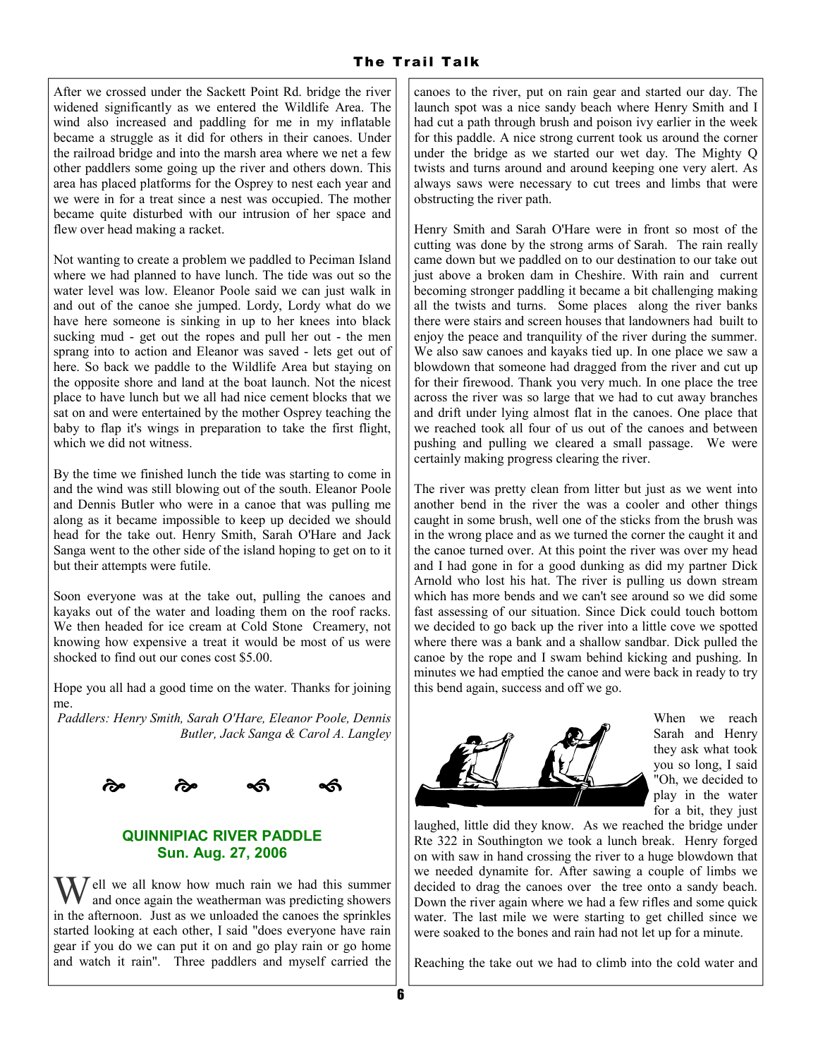After we crossed under the Sackett Point Rd. bridge the river widened significantly as we entered the Wildlife Area. The wind also increased and paddling for me in my inflatable became a struggle as it did for others in their canoes. Under the railroad bridge and into the marsh area where we net a few other paddlers some going up the river and others down. This area has placed platforms for the Osprey to nest each year and we were in for a treat since a nest was occupied. The mother became quite disturbed with our intrusion of her space and flew over head making a racket.

Not wanting to create a problem we paddled to Peciman Island where we had planned to have lunch. The tide was out so the water level was low. Eleanor Poole said we can just walk in and out of the canoe she jumped. Lordy, Lordy what do we have here someone is sinking in up to her knees into black sucking mud - get out the ropes and pull her out - the men sprang into to action and Eleanor was saved - lets get out of here. So back we paddle to the Wildlife Area but staying on the opposite shore and land at the boat launch. Not the nicest place to have lunch but we all had nice cement blocks that we sat on and were entertained by the mother Osprey teaching the baby to flap it's wings in preparation to take the first flight, which we did not witness.

By the time we finished lunch the tide was starting to come in and the wind was still blowing out of the south. Eleanor Poole and Dennis Butler who were in a canoe that was pulling me along as it became impossible to keep up decided we should head for the take out. Henry Smith, Sarah O'Hare and Jack Sanga went to the other side of the island hoping to get on to it but their attempts were futile.

Soon everyone was at the take out, pulling the canoes and kayaks out of the water and loading them on the roof racks. We then headed for ice cream at Cold Stone Creamery, not knowing how expensive a treat it would be most of us were shocked to find out our cones cost $5.00.

Hope you all had a good time on the water. Thanks for joining me.

*Paddlers: Henry Smith, Sarah O'Hare, Eleanor Poole, Dennis Butler, Jack Sanga & Carol A. Langley*

## QUINNIPIAC RIVER PADDLE
### Sun. Aug. 27, 2006

Well we all know how much rain we had this summer and once again the weatherman was predicting showers in the afternoon. Just as we unloaded the canoes the sprinkles started looking at each other, I said "does everyone have rain gear if you do we can put it on and go play rain or go home and watch it rain". Three paddlers and myself carried the canoes to the river, put on rain gear and started our day. The launch spot was a nice sandy beach where Henry Smith and I had cut a path through brush and poison ivy earlier in the week for this paddle. A nice strong current took us around the corner under the bridge as we started our wet day. The Mighty Q twists and turns around and around keeping one very alert. As always saws were necessary to cut trees and limbs that were obstructing the river path.

Henry Smith and Sarah O'Hare were in front so most of the cutting was done by the strong arms of Sarah. The rain really came down but we paddled on to our destination to our take out just above a broken dam in Cheshire. With rain and current becoming stronger paddling it became a bit challenging making all the twists and turns. Some places along the river banks there were stairs and screen houses that landowners had built to enjoy the peace and tranquility of the river during the summer. We also saw canoes and kayaks tied up. In one place we saw a blowdown that someone had dragged from the river and cut up for their firewood. Thank you very much. In one place the tree across the river was so large that we had to cut away branches and drift under lying almost flat in the canoes. One place that we reached took all four of us out of the canoes and between pushing and pulling we cleared a small passage. We were certainly making progress clearing the river.

The river was pretty clean from litter but just as we went into another bend in the river the was a cooler and other things caught in some brush, well one of the sticks from the brush was in the wrong place and as we turned the corner the caught it and the canoe turned over. At this point the river was over my head and I had gone in for a good dunking as did my partner Dick Arnold who lost his hat. The river is pulling us down stream which has more bends and we can't see around so we did some fast assessing of our situation. Since Dick could touch bottom we decided to go back up the river into a little cove we spotted where there was a bank and a shallow sandbar. Dick pulled the canoe by the rope and I swam behind kicking and pushing. In minutes we had emptied the canoe and were back in ready to try this bend again, success and off we go.

When we reach Sarah and Henry they ask what took you so long, I said "Oh, we decided to play in the water for a bit, they just laughed, little did they know. As we reached the bridge under Rte 322 in Southington we took a lunch break. Henry forged on with saw in hand crossing the river to a huge blowdown that we needed dynamite for. After sawing a couple of limbs we decided to drag the canoes over the tree onto a sandy beach. Down the river again where we had a few rifles and some quick water. The last mile we were starting to get chilled since we were soaked to the bones and rain had not let up for a minute.

Reaching the take out we had to climb into the cold water and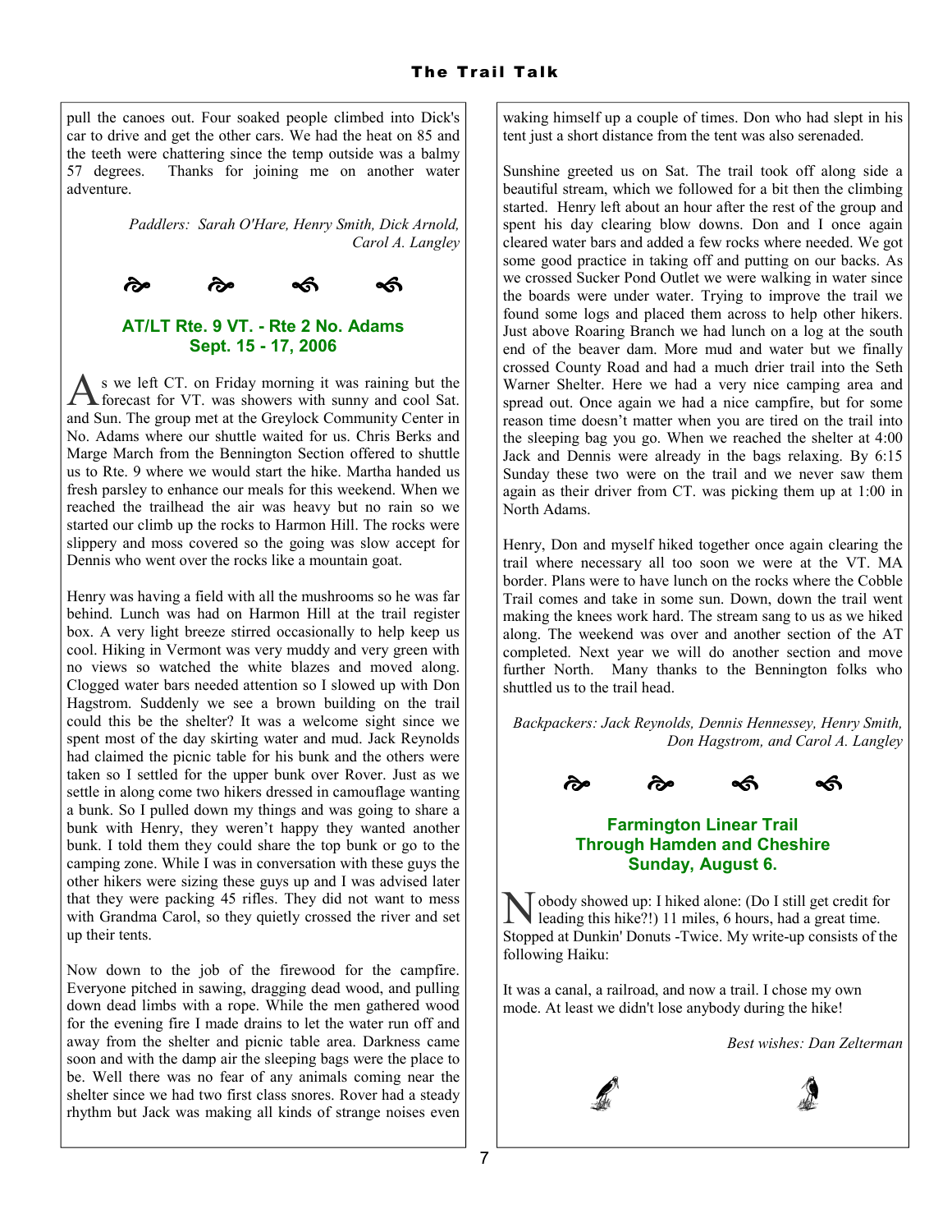pull the canoes out. Four soaked people climbed into Dick's car to drive and get the other cars. We had the heat on 85 and the teeth were chattering since the temp outside was a balmy 57 degrees. Thanks for joining me on another water adventure.

*Paddlers: Sarah O'Hare, Henry Smith, Dick Arnold, Carol A. Langley*

## AT/LT Rte. 9 VT. - Rte 2 No. Adams
## Sept. 15 - 17, 2006

As we left CT. on Friday morning it was raining but the forecast for VT. was showers with sunny and cool Sat. and Sun. The group met at the Greylock Community Center in No. Adams where our shuttle waited for us. Chris Berks and Marge March from the Bennington Section offered to shuttle us to Rte. 9 where we would start the hike. Martha handed us fresh parsley to enhance our meals for this weekend. When we reached the trailhead the air was heavy but no rain so we started our climb up the rocks to Harmon Hill. The rocks were slippery and moss covered so the going was slow accept for Dennis who went over the rocks like a mountain goat.

Henry was having a field with all the mushrooms so he was far behind. Lunch was had on Harmon Hill at the trail register box. A very light breeze stirred occasionally to help keep us cool. Hiking in Vermont was very muddy and very green with no views so watched the white blazes and moved along. Clogged water bars needed attention so I slowed up with Don Hagstrom. Suddenly we see a brown building on the trail could this be the shelter? It was a welcome sight since we spent most of the day skirting water and mud. Jack Reynolds had claimed the picnic table for his bunk and the others were taken so I settled for the upper bunk over Rover. Just as we settle in along come two hikers dressed in camouflage wanting a bunk. So I pulled down my things and was going to share a bunk with Henry, they weren't happy they wanted another bunk. I told them they could share the top bunk or go to the camping zone. While I was in conversation with these guys the other hikers were sizing these guys up and I was advised later that they were packing 45 rifles. They did not want to mess with Grandma Carol, so they quietly crossed the river and set up their tents.

Now down to the job of the firewood for the campfire. Everyone pitched in sawing, dragging dead wood, and pulling down dead limbs with a rope. While the men gathered wood for the evening fire I made drains to let the water run off and away from the shelter and picnic table area. Darkness came soon and with the damp air the sleeping bags were the place to be. Well there was no fear of any animals coming near the shelter since we had two first class snores. Rover had a steady rhythm but Jack was making all kinds of strange noises even waking himself up a couple of times. Don who had slept in his tent just a short distance from the tent was also serenaded.

Sunshine greeted us on Sat. The trail took off along side a beautiful stream, which we followed for a bit then the climbing started. Henry left about an hour after the rest of the group and spent his day clearing blow downs. Don and I once again cleared water bars and added a few rocks where needed. We got some good practice in taking off and putting on our backs. As we crossed Sucker Pond Outlet we were walking in water since the boards were under water. Trying to improve the trail we found some logs and placed them across to help other hikers. Just above Roaring Branch we had lunch on a log at the south end of the beaver dam. More mud and water but we finally crossed County Road and had a much drier trail into the Seth Warner Shelter. Here we had a very nice camping area and spread out. Once again we had a nice campfire, but for some reason time doesn't matter when you are tired on the trail into the sleeping bag you go. When we reached the shelter at 4:00 Jack and Dennis were already in the bags relaxing. By 6:15 Sunday these two were on the trail and we never saw them again as their driver from CT. was picking them up at 1:00 in North Adams.

Henry, Don and myself hiked together once again clearing the trail where necessary all too soon we were at the VT. MA border. Plans were to have lunch on the rocks where the Cobble Trail comes and take in some sun. Down, down the trail went making the knees work hard. The stream sang to us as we hiked along. The weekend was over and another section of the AT completed. Next year we will do another section and move further North. Many thanks to the Bennington folks who shuttled us to the trail head.

*Backpackers: Jack Reynolds, Dennis Hennessey, Henry Smith, Don Hagstrom, and Carol A. Langley*

## Farmington Linear Trail
## Through Hamden and Cheshire
## Sunday, August 6.

Nobody showed up: I hiked alone: (Do I still get credit for leading this hike?!) 11 miles, 6 hours, had a great time. Stopped at Dunkin' Donuts -Twice. My write-up consists of the following Haiku:

It was a canal, a railroad, and now a trail. I chose my own mode. At least we didn't lose anybody during the hike!

*Best wishes: Dan Zelterman*